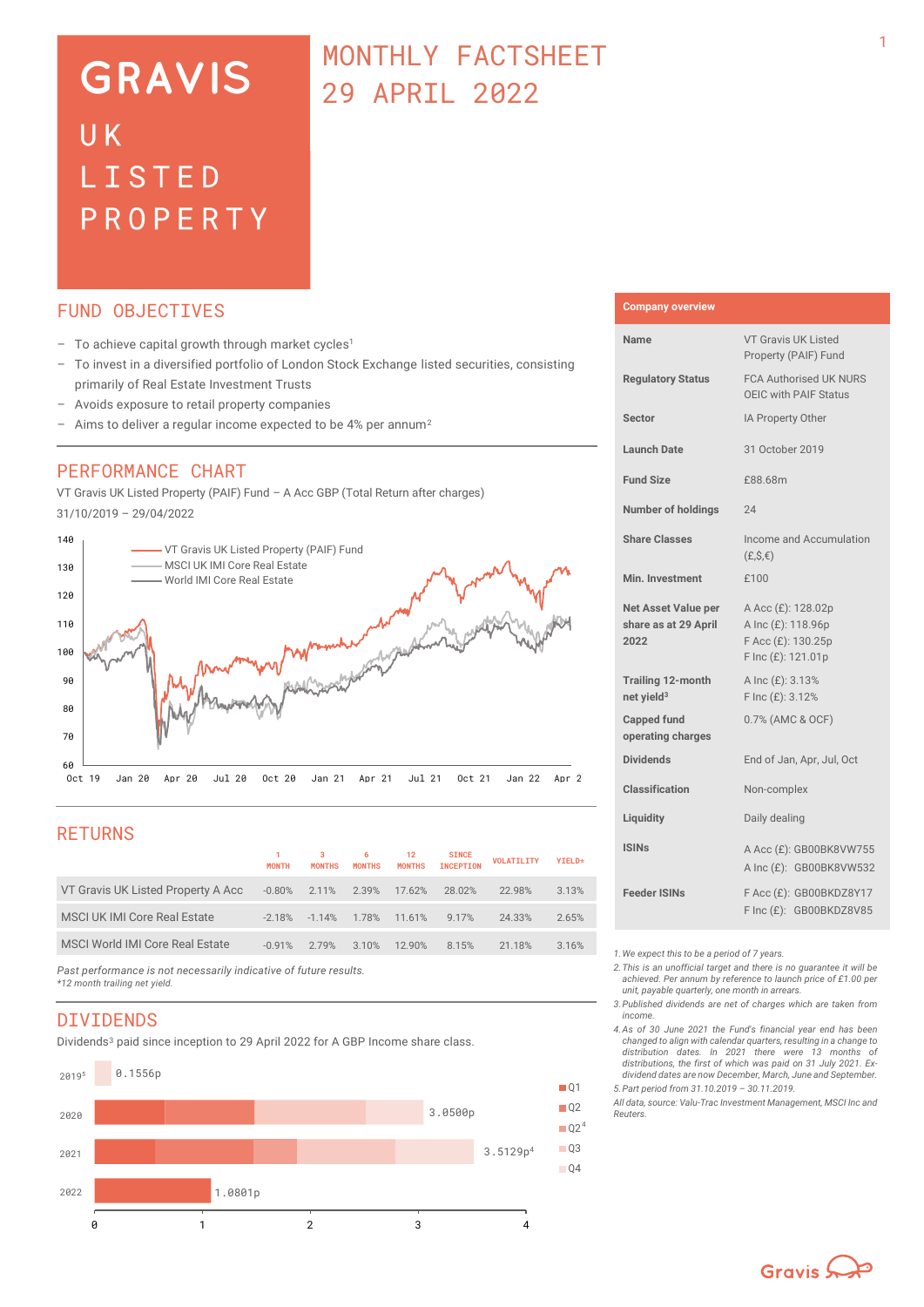# GRAVIS UK LISTED PROPERTY

## MONTHLY FACTSHEET 29 APRIL 2022

## FUND OBJECTIVES

- To achieve capital growth through market cycles[1]
- To invest in a diversified portfolio of London Stock Exchange listed securities, consisting primarily of Real Estate Investment Trusts
- Avoids exposure to retail property companies
- Aims to deliver a regular income expected to be 4% per annum[2]

## PERFORMANCE CHART

VT Gravis UK Listed Property (PAIF) Fund – A Acc GBP (Total Return after charges)

31/10/2019 – 29/04/2022

Legend: VT Gravis UK Listed Property (PAIF) Fund; MSCI UK IMI Core Real Estate; World IMI Core Real Estate

## RETURNS

| | 1 MONTH | 3 MONTHS | 6 MONTHS | 12 MONTHS | SINCE INCEPTION | VOLATILITY | YIELD* |
|---|---|---|---|---|---|---|---|
| VT Gravis UK Listed Property A Acc | -0.80% | 2.11% | 2.39% | 17.62% | 28.02% | 22.98% | 3.13% |
| MSCI UK IMI Core Real Estate | -2.18% | -1.14% | 1.78% | 11.61% | 9.17% | 24.33% | 2.65% |
| MSCI World IMI Core Real Estate | -0.91% | 2.79% | 3.10% | 12.90% | 8.15% | 21.18% | 3.16% |

*Past performance is not necessarily indicative of future results.*
*\*12 month trailing net yield.*

## DIVIDENDS

Dividends[3] paid since inception to 29 April 2022 for A GBP Income share class.

| Year | Total |
|---|---|
| 2019[5] | 0.1556p |
| 2020 | 3.0500p |
| 2021 | 3.5129p[4] |
| 2022 | 1.0801p |

Legend: Q1, Q2, Q2[4], Q3, Q4

## Company overview

| | |
|---|---|
| **Name** | VT Gravis UK Listed Property (PAIF) Fund |
| **Regulatory Status** | FCA Authorised UK NURS OEIC with PAIF Status |
| **Sector** | IA Property Other |
| **Launch Date** | 31 October 2019 |
| **Fund Size** | £88.68m |
| **Number of holdings** | 24 |
| **Share Classes** | Income and Accumulation (£,$,€) |
| **Min. Investment** | £100 |
| **Net Asset Value per share as at 29 April 2022** | A Acc (£): 128.02p<br>A Inc (£): 118.96p<br>F Acc (£): 130.25p<br>F Inc (£): 121.01p |
| **Trailing 12-month net yield[3]** | A Inc (£): 3.13%<br>F Inc (£): 3.12% |
| **Capped fund operating charges** | 0.7% (AMC & OCF) |
| **Dividends** | End of Jan, Apr, Jul, Oct |
| **Classification** | Non-complex |
| **Liquidity** | Daily dealing |
| **ISINs** | A Acc (£): GB00BK8VW755<br>A Inc (£): GB00BK8VW532 |
| **Feeder ISINs** | F Acc (£): GB00BKDZ8Y17<br>F Inc (£): GB00BKDZ8V85 |

1. We expect this to be a period of 7 years.
2. This is an unofficial target and there is no guarantee it will be achieved. Per annum by reference to launch price of £1.00 per unit, payable quarterly, one month in arrears.
3. Published dividends are net of charges which are taken from income.
4. As of 30 June 2021 the Fund's financial year end has been changed to align with calendar quarters, resulting in a change to distribution dates. In 2021 there were 13 months of distributions, the first of which was paid on 31 July 2021. Ex-dividend dates are now December, March, June and September.
5. Part period from 31.10.2019 – 30.11.2019.

*All data, source: Valu-Trac Investment Management, MSCI Inc and Reuters.*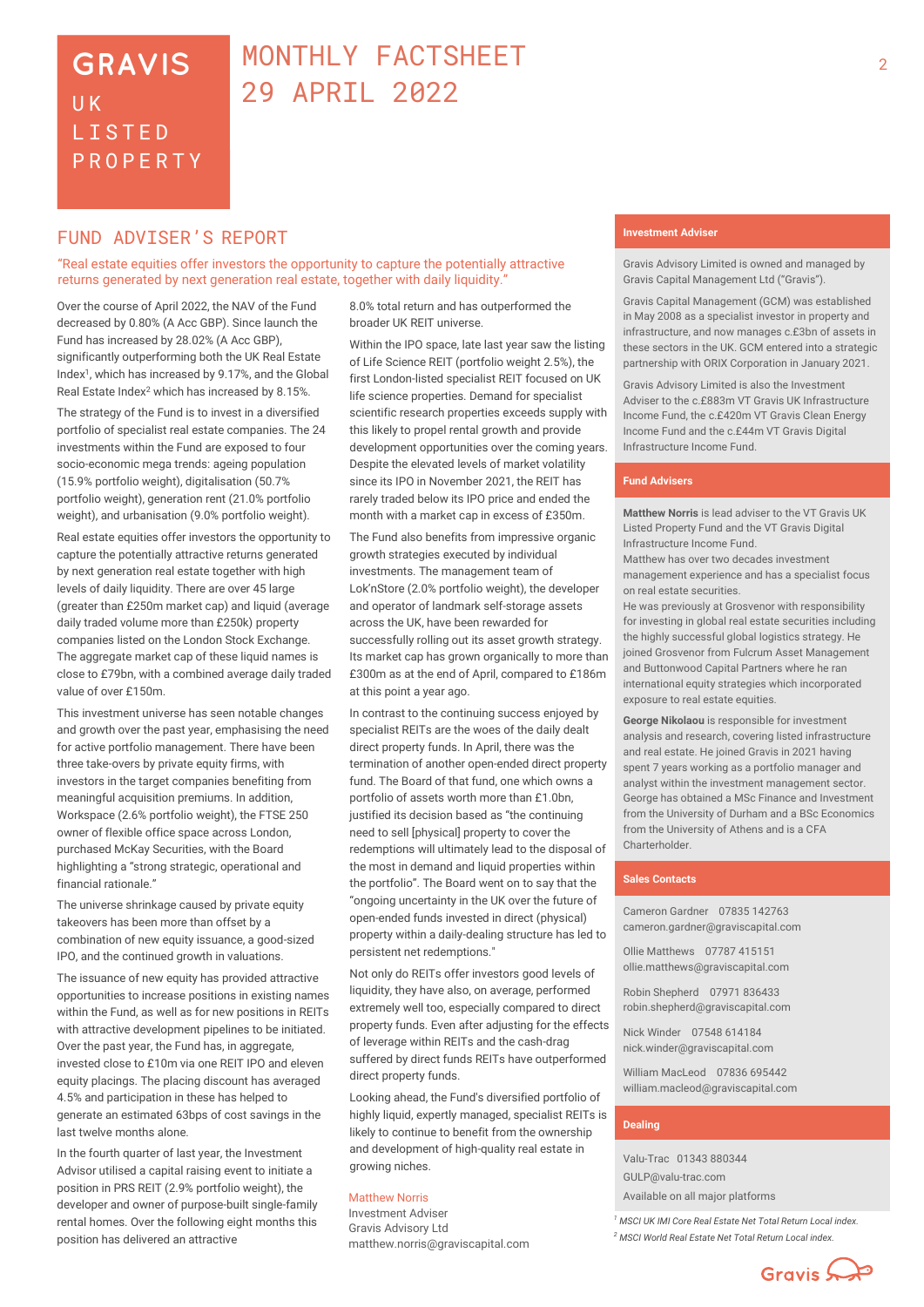# GRAVIS UK LISTED PROPERTY

# MONTHLY FACTSHEET 29 APRIL 2022

## FUND ADVISER'S REPORT

"Real estate equities offer investors the opportunity to capture the potentially attractive returns generated by next generation real estate, together with daily liquidity."

Over the course of April 2022, the NAV of the Fund decreased by 0.80% (A Acc GBP). Since launch the Fund has increased by 28.02% (A Acc GBP), significantly outperforming both the UK Real Estate Index[1], which has increased by 9.17%, and the Global Real Estate Index[2] which has increased by 8.15%.

The strategy of the Fund is to invest in a diversified portfolio of specialist real estate companies. The 24 investments within the Fund are exposed to four socio-economic mega trends: ageing population (15.9% portfolio weight), digitalisation (50.7% portfolio weight), generation rent (21.0% portfolio weight), and urbanisation (9.0% portfolio weight).

Real estate equities offer investors the opportunity to capture the potentially attractive returns generated by next generation real estate together with high levels of daily liquidity. There are over 45 large (greater than £250m market cap) and liquid (average daily traded volume more than £250k) property companies listed on the London Stock Exchange. The aggregate market cap of these liquid names is close to £79bn, with a combined average daily traded value of over £150m.

This investment universe has seen notable changes and growth over the past year, emphasising the need for active portfolio management. There have been three take-overs by private equity firms, with investors in the target companies benefiting from meaningful acquisition premiums. In addition, Workspace (2.6% portfolio weight), the FTSE 250 owner of flexible office space across London, purchased McKay Securities, with the Board highlighting a "strong strategic, operational and financial rationale."

The universe shrinkage caused by private equity takeovers has been more than offset by a combination of new equity issuance, a good-sized IPO, and the continued growth in valuations.

The issuance of new equity has provided attractive opportunities to increase positions in existing names within the Fund, as well as for new positions in REITs with attractive development pipelines to be initiated. Over the past year, the Fund has, in aggregate, invested close to £10m via one REIT IPO and eleven equity placings. The placing discount has averaged 4.5% and participation in these has helped to generate an estimated 63bps of cost savings in the last twelve months alone.

In the fourth quarter of last year, the Investment Advisor utilised a capital raising event to initiate a position in PRS REIT (2.9% portfolio weight), the developer and owner of purpose-built single-family rental homes. Over the following eight months this position has delivered an attractive 8.0% total return and has outperformed the broader UK REIT universe.

Within the IPO space, late last year saw the listing of Life Science REIT (portfolio weight 2.5%), the first London-listed specialist REIT focused on UK life science properties. Demand for specialist scientific research properties exceeds supply with this likely to propel rental growth and provide development opportunities over the coming years. Despite the elevated levels of market volatility since its IPO in November 2021, the REIT has rarely traded below its IPO price and ended the month with a market cap in excess of £350m.

The Fund also benefits from impressive organic growth strategies executed by individual investments. The management team of Lok'nStore (2.0% portfolio weight), the developer and operator of landmark self-storage assets across the UK, have been rewarded for successfully rolling out its asset growth strategy. Its market cap has grown organically to more than £300m as at the end of April, compared to £186m at this point a year ago.

In contrast to the continuing success enjoyed by specialist REITs are the woes of the daily dealt direct property funds. In April, there was the termination of another open-ended direct property fund. The Board of that fund, one which owns a portfolio of assets worth more than £1.0bn, justified its decision based as "the continuing need to sell [physical] property to cover the redemptions will ultimately lead to the disposal of the most in demand and liquid properties within the portfolio". The Board went on to say that the "ongoing uncertainty in the UK over the future of open-ended funds invested in direct (physical) property within a daily-dealing structure has led to persistent net redemptions."

Not only do REITs offer investors good levels of liquidity, they have also, on average, performed extremely well too, especially compared to direct property funds. Even after adjusting for the effects of leverage within REITs and the cash-drag suffered by direct funds REITs have outperformed direct property funds.

Looking ahead, the Fund's diversified portfolio of highly liquid, expertly managed, specialist REITs is likely to continue to benefit from the ownership and development of high-quality real estate in growing niches.

Matthew Norris
Investment Adviser
Gravis Advisory Ltd
matthew.norris@graviscapital.com

### Investment Adviser

Gravis Advisory Limited is owned and managed by Gravis Capital Management Ltd ("Gravis").

Gravis Capital Management (GCM) was established in May 2008 as a specialist investor in property and infrastructure, and now manages c.£3bn of assets in these sectors in the UK. GCM entered into a strategic partnership with ORIX Corporation in January 2021.

Gravis Advisory Limited is also the Investment Adviser to the c.£883m VT Gravis UK Infrastructure Income Fund, the c.£420m VT Gravis Clean Energy Income Fund and the c.£44m VT Gravis Digital Infrastructure Income Fund.

### Fund Advisers

**Matthew Norris** is lead adviser to the VT Gravis UK Listed Property Fund and the VT Gravis Digital Infrastructure Income Fund.
Matthew has over two decades investment management experience and has a specialist focus on real estate securities.
He was previously at Grosvenor with responsibility for investing in global real estate securities including the highly successful global logistics strategy. He joined Grosvenor from Fulcrum Asset Management and Buttonwood Capital Partners where he ran international equity strategies which incorporated exposure to real estate equities.

**George Nikolaou** is responsible for investment analysis and research, covering listed infrastructure and real estate. He joined Gravis in 2021 having spent 7 years working as a portfolio manager and analyst within the investment management sector. George has obtained a MSc Finance and Investment from the University of Durham and a BSc Economics from the University of Athens and is a CFA Charterholder.

### Sales Contacts

Cameron Gardner 07835 142763
cameron.gardner@graviscapital.com

Ollie Matthews 07787 415151
ollie.matthews@graviscapital.com

Robin Shepherd 07971 836433
robin.shepherd@graviscapital.com

Nick Winder 07548 614184
nick.winder@graviscapital.com

William MacLeod 07836 695442
william.macleod@graviscapital.com

### Dealing

Valu-Trac 01343 880344
GULP@valu-trac.com
Available on all major platforms

[1] *MSCI UK IMI Core Real Estate Net Total Return Local index.*
[2] *MSCI World Real Estate Net Total Return Local index.*

Gravis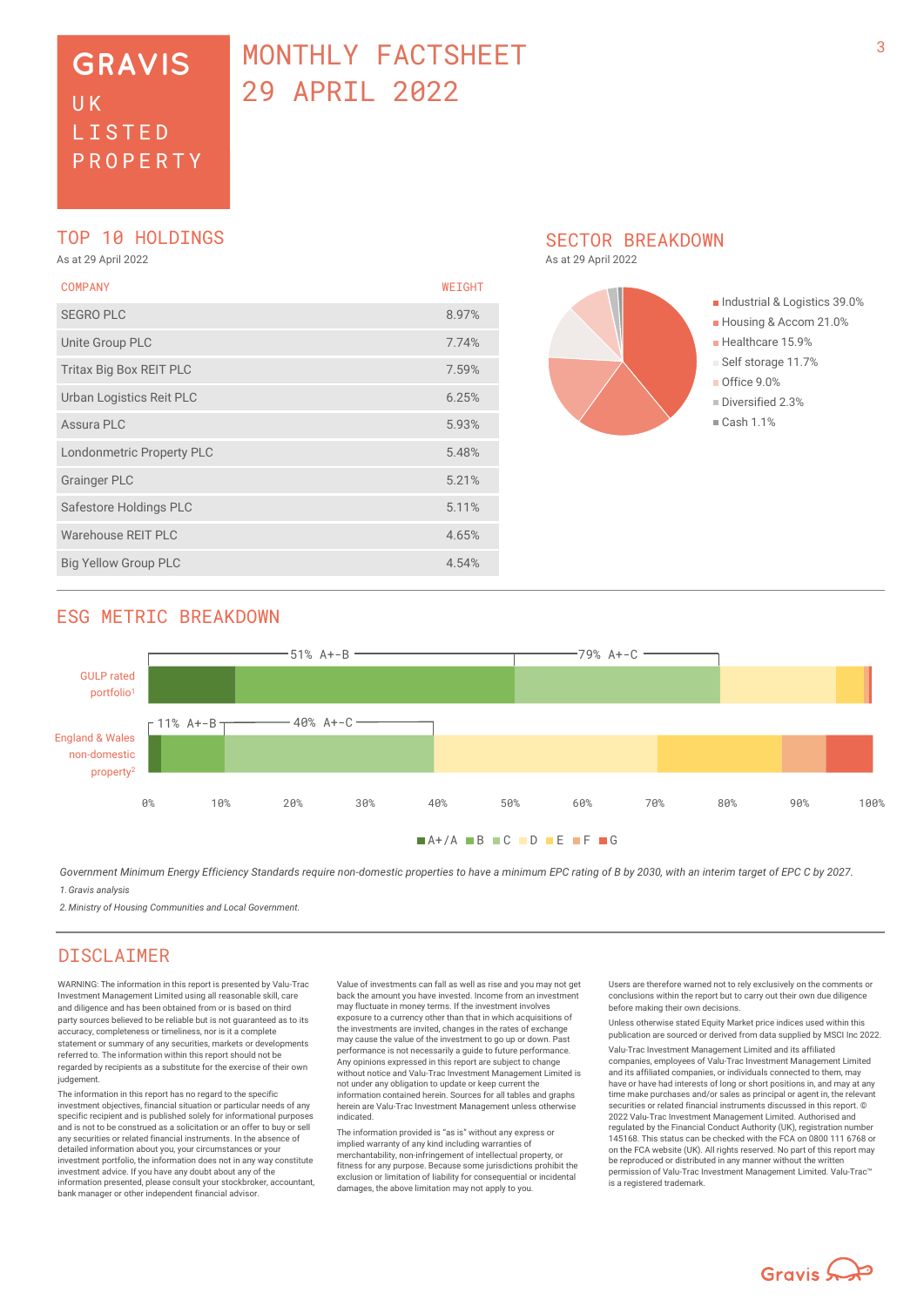# GRAVIS

UK LISTED PROPERTY

# MONTHLY FACTSHEET 29 APRIL 2022

## TOP 10 HOLDINGS

As at 29 April 2022

| COMPANY | WEIGHT |
|---|---|
| SEGRO PLC | 8.97% |
| Unite Group PLC | 7.74% |
| Tritax Big Box REIT PLC | 7.59% |
| Urban Logistics Reit PLC | 6.25% |
| Assura PLC | 5.93% |
| Londonmetric Property PLC | 5.48% |
| Grainger PLC | 5.21% |
| Safestore Holdings PLC | 5.11% |
| Warehouse REIT PLC | 4.65% |
| Big Yellow Group PLC | 4.54% |

## SECTOR BREAKDOWN

As at 29 April 2022

Industrial & Logistics 39.0%
Housing & Accom 21.0%
Healthcare 15.9%
Self storage 11.7%
Office 9.0%
Diversified 2.3%
Cash 1.1%

## ESG METRIC BREAKDOWN

GULP rated portfolio[1]
51% A+-B
79% A+-C

England & Wales non-domestic property[2]
11% A+-B
40% A+-C

0% 10% 20% 30% 40% 50% 60% 70% 80% 90% 100%

A+/A B C D E F G

*Government Minimum Energy Efficiency Standards require non-domestic properties to have a minimum EPC rating of B by 2030, with an interim target of EPC C by 2027.*

*1. Gravis analysis*

*2. Ministry of Housing Communities and Local Government.*

## DISCLAIMER

WARNING: The information in this report is presented by Valu-Trac Investment Management Limited using all reasonable skill, care and diligence and has been obtained from or is based on third party sources believed to be reliable but is not guaranteed as to its accuracy, completeness or timeliness, nor is it a complete statement or summary of any securities, markets or developments referred to. The information within this report should not be regarded by recipients as a substitute for the exercise of their own judgement.

The information in this report has no regard to the specific investment objectives, financial situation or particular needs of any specific recipient and is published solely for informational purposes and is not to be construed as a solicitation or an offer to buy or sell any securities or related financial instruments. In the absence of detailed information about you, your circumstances or your investment portfolio, the information does not in any way constitute investment advice. If you have any doubt about any of the information presented, please consult your stockbroker, accountant, bank manager or other independent financial advisor.

Value of investments can fall as well as rise and you may not get back the amount you have invested. Income from an investment may fluctuate in money terms. If the investment involves exposure to a currency other than that in which acquisitions of the investments are invited, changes in the rates of exchange may cause the value of the investment to go up or down. Past performance is not necessarily a guide to future performance. Any opinions expressed in this report are subject to change without notice and Valu-Trac Investment Management Limited is not under any obligation to update or keep current the information contained herein. Sources for all tables and graphs herein are Valu-Trac Investment Management unless otherwise indicated.

The information provided is "as is" without any express or implied warranty of any kind including warranties of merchantability, non-infringement of intellectual property, or fitness for any purpose. Because some jurisdictions prohibit the exclusion or limitation of liability for consequential or incidental damages, the above limitation may not apply to you.

Users are therefore warned not to rely exclusively on the comments or conclusions within the report but to carry out their own due diligence before making their own decisions.

Unless otherwise stated Equity Market price indices used within this publication are sourced or derived from data supplied by MSCI Inc 2022.

Valu-Trac Investment Management Limited and its affiliated companies, employees of Valu-Trac Investment Management Limited and its affiliated companies, or individuals connected to them, may have or have had interests of long or short positions in, and may at any time make purchases and/or sales as principal or agent in, the relevant securities or related financial instruments discussed in this report. © 2022 Valu-Trac Investment Management Limited. Authorised and regulated by the Financial Conduct Authority (UK), registration number 145168. This status can be checked with the FCA on 0800 111 6768 or on the FCA website (UK). All rights reserved. No part of this report may be reproduced or distributed in any manner without the written permission of Valu-Trac Investment Management Limited. Valu-Trac™ is a registered trademark.

Gravis